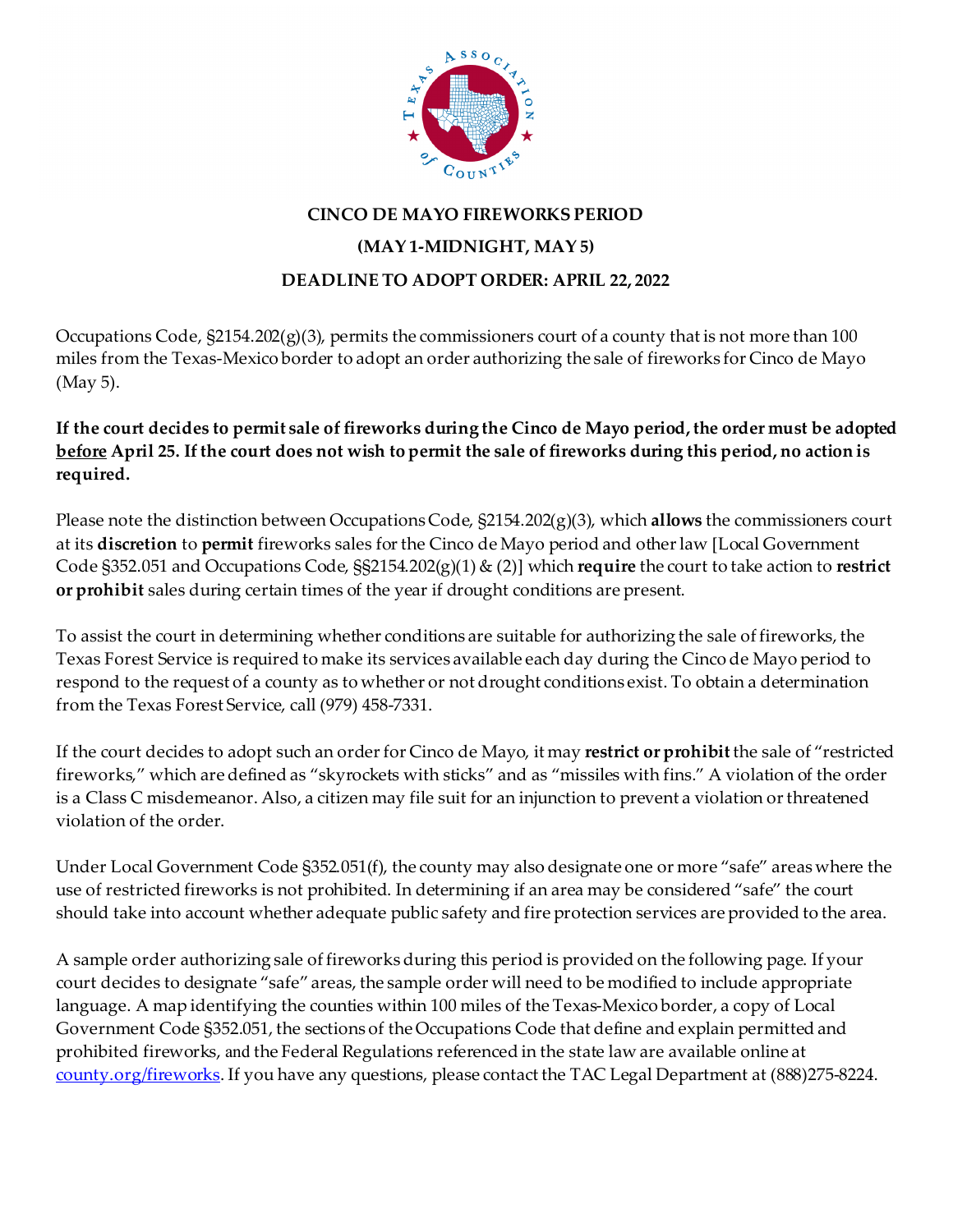# CINCO DE MAYO FIREWORKS PERIOD

## (MAY 1-MIDNIGHT, MAY 5)

## DEADLINE TO ADOPT ORDER: APRIL 22, 2022

Occupations Code, §2154.202(g)(3), permits the commissioners court of a county that is not more than 100 miles from the Texas-Mexico border to adopt an order authorizing the sale of fireworks for Cinco de Mayo (May 5).

**If the court decides to permit sale of fireworks during the Cinco de Mayo period, the order must be adopted <u>before</u> April 25. If the court does not wish to permit the sale of fireworks during this period, no action is required.**

Please note the distinction between Occupations Code, §2154.202(g)(3), which **allows** the commissioners court at its **discretion** to **permit** fireworks sales for the Cinco de Mayo period and other law [Local Government Code §352.051 and Occupations Code, §§2154.202(g)(1) & (2)] which **require** the court to take action to **restrict or prohibit** sales during certain times of the year if drought conditions are present.

To assist the court in determining whether conditions are suitable for authorizing the sale of fireworks, the Texas Forest Service is required to make its services available each day during the Cinco de Mayo period to respond to the request of a county as to whether or not drought conditions exist. To obtain a determination from the Texas Forest Service, call (979) 458-7331.

If the court decides to adopt such an order for Cinco de Mayo, it may **restrict or prohibit** the sale of "restricted fireworks," which are defined as "skyrockets with sticks" and as "missiles with fins." A violation of the order is a Class C misdemeanor. Also, a citizen may file suit for an injunction to prevent a violation or threatened violation of the order.

Under Local Government Code §352.051(f), the county may also designate one or more "safe" areas where the use of restricted fireworks is not prohibited. In determining if an area may be considered "safe" the court should take into account whether adequate public safety and fire protection services are provided to the area.

A sample order authorizing sale of fireworks during this period is provided on the following page. If your court decides to designate "safe" areas, the sample order will need to be modified to include appropriate language. A map identifying the counties within 100 miles of the Texas-Mexico border, a copy of Local Government Code §352.051, the sections of the Occupations Code that define and explain permitted and prohibited fireworks, and the Federal Regulations referenced in the state law are available online at [county.org/fireworks](county.org/fireworks). If you have any questions, please contact the TAC Legal Department at (888)275-8224.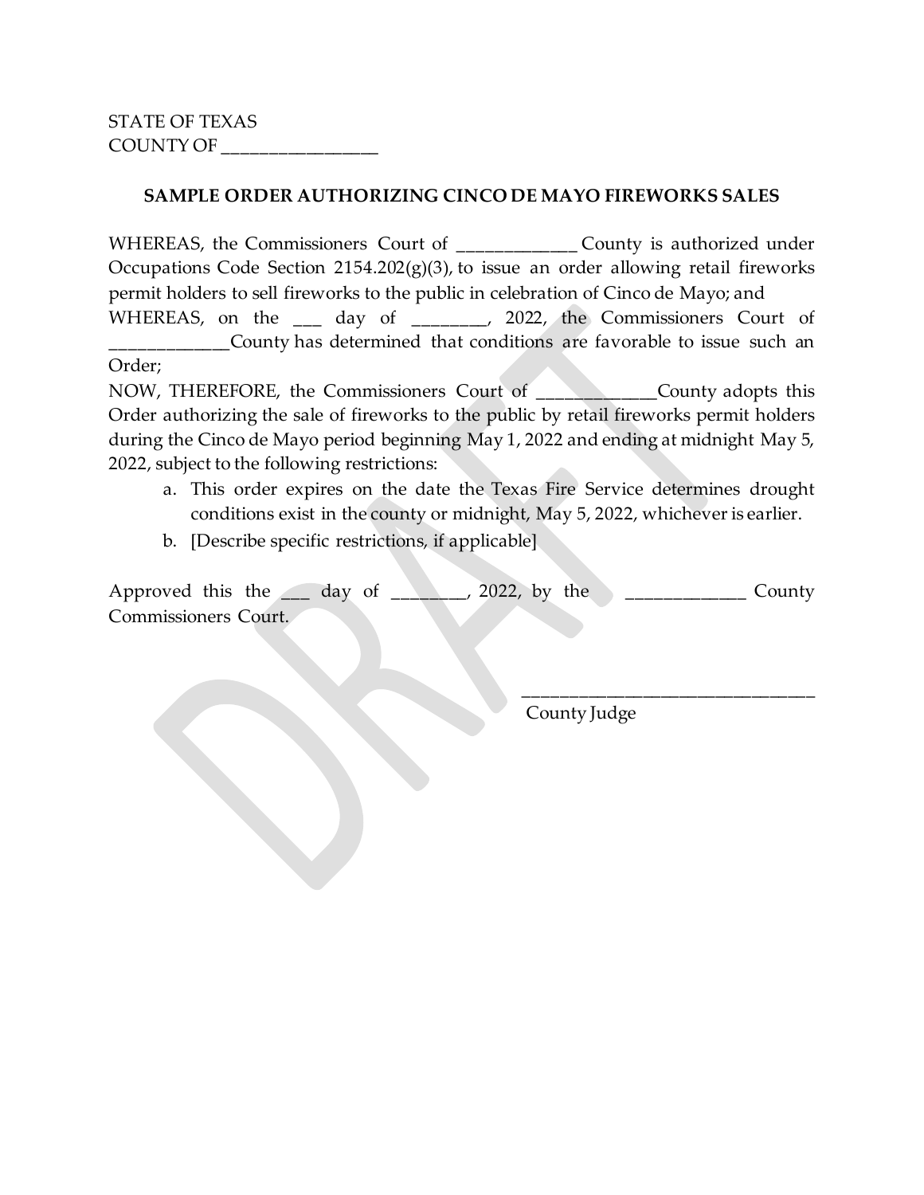STATE OF TEXAS
COUNTY OF _________________

**SAMPLE ORDER AUTHORIZING CINCO DE MAYO FIREWORKS SALES**

WHEREAS, the Commissioners Court of _____________ County is authorized under Occupations Code Section 2154.202(g)(3), to issue an order allowing retail fireworks permit holders to sell fireworks to the public in celebration of Cinco de Mayo; and

WHEREAS, on the ___ day of ________, 2022, the Commissioners Court of _____________County has determined that conditions are favorable to issue such an Order;

NOW, THEREFORE, the Commissioners Court of _____________County adopts this Order authorizing the sale of fireworks to the public by retail fireworks permit holders during the Cinco de Mayo period beginning May 1, 2022 and ending at midnight May 5, 2022, subject to the following restrictions:

a. This order expires on the date the Texas Fire Service determines drought conditions exist in the county or midnight, May 5, 2022, whichever is earlier.
b. [Describe specific restrictions, if applicable]

Approved this the ___ day of ________, 2022, by the _____________ County Commissioners Court.

_________________________________
County Judge